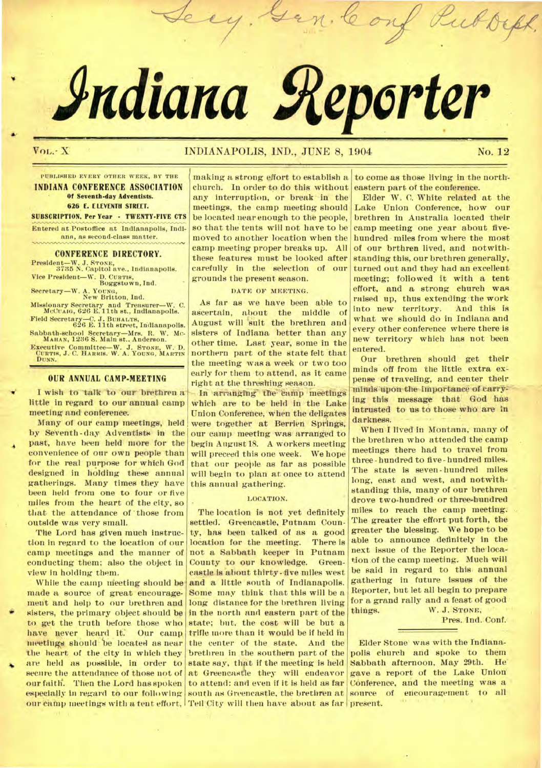Secy. Gen. Conf Pub Dept.

# Indiana Reporter

VOL. X INDIANAPOLIS, IND., JUNE 8, 1904 No. 12

PUBLISHED EVERY OTHER WEEK, BY THE
**INDIANA CONFERENCE ASSOCIATION**
**Of Seventh-day Adventists.**
**626 E. ELEVENTH STREET.**
**SUBSCRIPTION. Per Year - TWENTY-FIVE CTS**

Entered at Postoffice at Indianapolis, Indiana, as second-class matter.

## CONFERENCE DIRECTORY.

President—W. J. STONE, 3735 N. Capitol ave., Indianapolis.
Vice President—W. D. CURTIS, Boggstown, Ind.
Secretary—W. A. YOUNG, New Britton, Ind.
Missionary Secretary and Treasurer—W. C. McCUAIG, 626 E. 11th st., Indianapolis.
Field Secretary—C. J. BUHALTS, 626 E. 11th street, Indianapolis.
Sabbath-school Secretary—Mrs. R. W. McMAHAN, 1236 S. Main st., Anderson.
Executive Committee—W. J. STONE, W. D. CURTIS, J. C. HARRIS, W. A. YOUNG, MARTIN DUNN.

## OUR ANNUAL CAMP-MEETING

I wish to talk to our brethren a little in regard to our annual camp meeting and conference.

Many of our camp meetings, held by Seventh-day Adventists in the past, have been held more for the convenience of our own people than for the real purpose for which God designed in holding these annual gatherings. Many times they have been held from one to four or five miles from the heart of the city, so that the attendance of those from outside was very small.

The Lord has given much instruction in regard to the location of our camp meetings and the manner of conducting them; also the object in view in holding them.

While the camp meeting should be made a source of great encouragement and help to our brethren and sisters, the primary object should be to get the truth before those who have never heard it. Our camp meetings should be located as near the heart of the city in which they are held as possible, in order to secure the attendance of those not of our faith. Then the Lord has spoken especially in regard to our following our camp meetings with a tent effort, making a strong effort to establish a church. In order to do this without any interruption, or break in the meetings, the camp meeting should be located near enough to the people, so that the tents will not have to be moved to another location when the camp meeting proper breaks up. All these features must be looked after carefully in the selection of our grounds the present season.

### DATE OF MEETING.

As far as we have been able to ascertain, about the middle of August will suit the brethren and sisters of Indiana better than any other time. Last year, some in the northern part of the state felt that the meeting was a week or two too early for them to attend, as it came right at the threshing season.

In arranging the camp meetings which are to be held in the Lake Union Conference, when the deligates were together at Berrien Springs, our camp meeting was arranged to begin August 18. A workers meeting will preceed this one week. We hope that our people as far as possible will begin to plan at once to attend this annual gathering.

### LOCATION.

The location is not yet definitely settled. Greencastle, Putnam County, has been talked of as a good location for the meeting. There is not a Sabbath keeper in Putnam County to our knowledge. Greencastle is about thirty-five miles west and a little south of Indianapolis. Some may think that this will be a long distance for the brethren living in the north and eastern part of the state; but, the cost will be but a trifle more than it would be if held in the center of the state. And the brethren in the southern part of the state say, that if the meeting is held at Greencastle they will endeavor to attend: and even if it is held as far south as Greencastle, the brethren at Tell City will then have about as far to come as those living in the northeastern part of the conference.

Elder W. C. White related at the Lake Union Conference, how our brethren in Australia located their camp meeting one year about five-hundred miles from where the most of our brthren lived, and notwithstanding this, our brethren generally, turned out and they had an excellent meeting; followed it with a tent effort, and a strong church was raised up, thus extending the work into new territory. And this is what we should do in Indiana and every other conference where there is new territory which has not been entered.

Our brethren should get their minds off from the little extra expense of traveling, and center their minds upon the importance of carrying this message that God has intrusted to us to those who are in darkness.

When I lived in Montana, many of the brethren who attended the camp meetings there had to travel from three-hundred to five-hundred miles. The state is seven-hundred miles long, east and west, and notwithstanding this, many of our brethren drove two-hundred or three-hundred miles to reach the camp meeting. The greater the effort put forth, the greater the blessing. We hope to be able to announce definitely in the next issue of the Reporter the location of the camp meeting. Much will be said in regard to this annual gathering in future issues of the Reporter, but let all begin to prepare for a grand rally and a feast of good things.

W. J. STONE,
Pres. Ind. Conf.

---

Elder Stone was with the Indianapolis church and spoke to them Sabbath afternoon, May 29th. He gave a report of the Lake Union Conference, and the meeting was a source of encouragement to all present.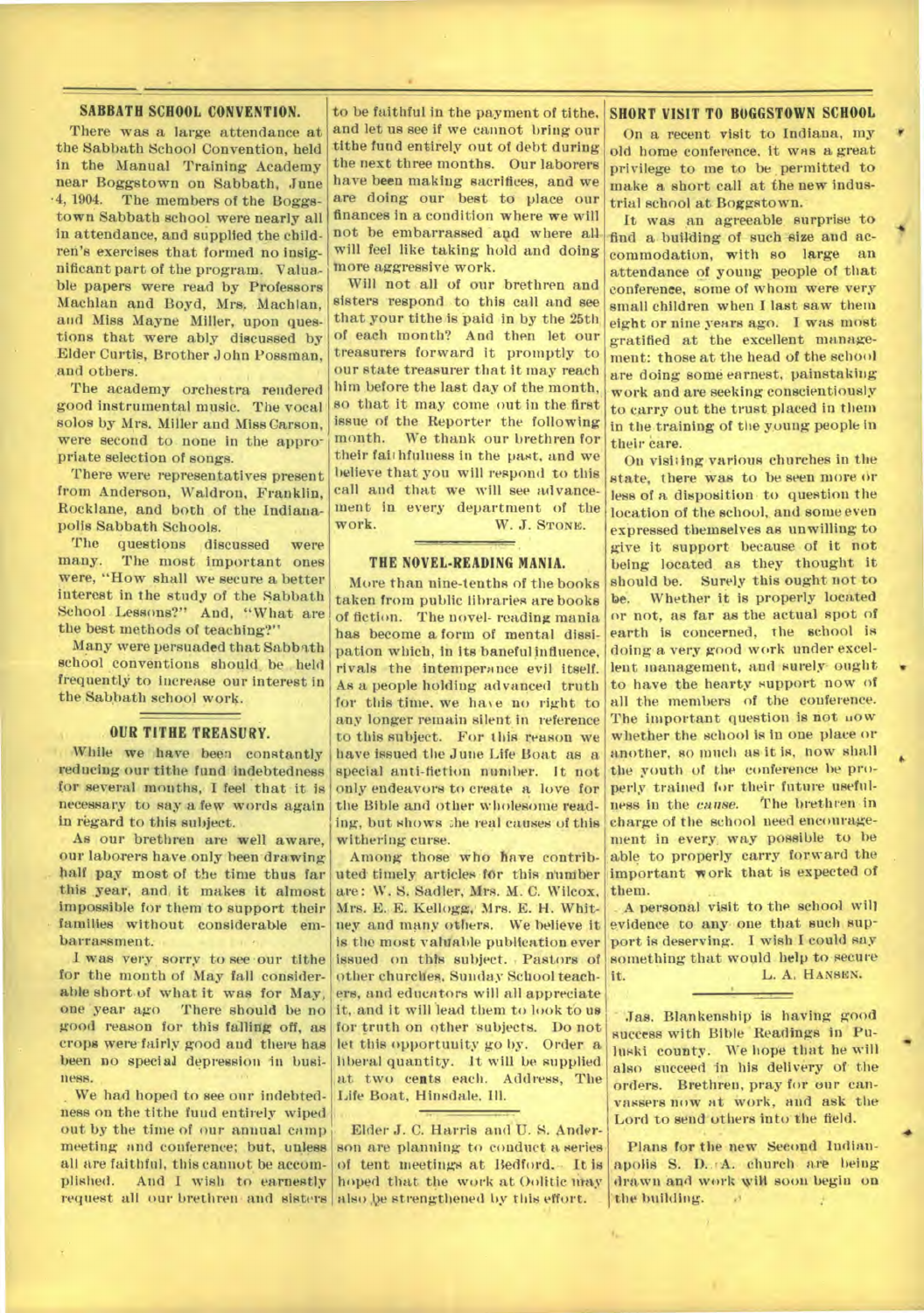## SABBATH SCHOOL CONVENTION.

There was a large attendance at the Sabbath School Convention, held in the Manual Training Academy near Boggstown on Sabbath, June 4, 1904. The members of the Boggstown Sabbath school were nearly all in attendance, and supplied the children's exercises that formed no insignificant part of the program. Valuable papers were read by Professors Machlan and Boyd, Mrs. Machlan, and Miss Mayne Miller, upon questions that were ably discussed by Elder Curtis, Brother John Possman, and others.

The academy orchestra rendered good instrumental music. The vocal solos by Mrs. Miller and Miss Carson, were second to none in the appropriate selection of songs.

There were representatives present from Anderson, Waldron, Franklin, Rocklane, and both of the Indianapolis Sabbath Schools.

The questions discussed were many. The most important ones were, "How shall we secure a better interest in the study of the Sabbath School Lessons?" And, "What are the best methods of teaching?"

Many were persuaded that Sabbath school conventions should be held frequently to increase our interest in the Sabbath school work.

## OUR TITHE TREASURY.

While we have been constantly reducing our tithe fund indebtedness for several months, I feel that it is necessary to say a few words again in regard to this subject.

As our brethren are well aware, our laborers have only been drawing half pay most of the time thus far this year, and it makes it almost impossible for them to support their families without considerable embarrassment.

I was very sorry to see our tithe for the month of May fall considerable short of what it was for May, one year ago There should be no good reason for this falling off, as crops were fairly good and there has been no special depression in business.

We had hoped to see our indebtedness on the tithe fund entirely wiped out by the time of our annual camp meeting and conference; but, unless all are faithful, this cannot be accomplished. And I wish to earnestly request all our brethren and sisters to be faithful in the payment of tithe, and let us see if we cannot bring our tithe fund entirely out of debt during the next three months. Our laborers have been making sacrifices, and we are doing our best to place our finances in a condition where we will not be embarrassed and where all will feel like taking hold and doing more aggressive work.

Will not all of our brethren and sisters respond to this call and see that your tithe is paid in by the 25th of each month? And then let our treasurers forward it promptly to our state treasurer that it may reach him before the last day of the month, so that it may come out in the first issue of the Reporter the following month. We thank our brethren for their faithfulness in the past, and we believe that you will respond to this call and that we will see advancement in every department of the work.

W. J. STONE.

## THE NOVEL-READING MANIA.

More than nine-tenths of the books taken from public libraries are books of fiction. The novel-reading mania has become a form of mental dissipation which, in its baneful influence, rivals the intemperance evil itself. As a people holding advanced truth for this time, we have no right to any longer remain silent in reference to this subject. For this reason we have issued the June Life Boat as a special anti-fiction number. It not only endeavors to create a love for the Bible and other wholesome reading, but shows the real causes of this withering curse.

Among those who have contributed timely articles for this number are: W. S. Sadler, Mrs. M. C. Wilcox, Mrs. E. E. Kellogg, Mrs. E. H. Whitney and many others. We believe it is the most valuable publication ever issued on this subject. Pastors of other churches, Sunday School teachers, and educators will all appreciate it, and it will lead them to look to us for truth on other subjects. Do not let this opportunity go by. Order a liberal quantity. It will be supplied at two cents each. Address, The Life Boat, Hinsdale, Ill.

Elder J. C. Harris and U. S. Anderson are planning to conduct a series of tent meetings at Bedford. It is hoped that the work at Oolitic may also be strengthened by this effort.

## SHORT VISIT TO BOGGSTOWN SCHOOL

On a recent visit to Indiana, my old home conference, it was a great privilege to me to be permitted to make a short call at the new industrial school at Boggstown.

It was an agreeable surprise to find a building of such size and accommodation, with so large an attendance of young people of that conference, some of whom were very small children when I last saw them eight or nine years ago. I was most gratified at the excellent management: those at the head of the school are doing some earnest, painstaking work and are seeking conscientiously to carry out the trust placed in them in the training of the young people in their care.

On visiting various churches in the state, there was to be seen more or less of a disposition to question the location of the school, and some even expressed themselves as unwilling to give it support because of it not being located as they thought it should be. Surely this ought not to be. Whether it is properly located or not, as far as the actual spot of earth is concerned, the school is doing a very good work under excellent management, and surely ought to have the hearty support now of all the members of the conference. The important question is not now whether the school is in one place or another, so much as it is, now shall the youth of the conference be properly trained for their future usefulness in the *cause*. The brethren in charge of the school need encouragement in every way possible to be able to properly carry forward the important work that is expected of them.

A personal visit to the school will evidence to any one that such support is deserving. I wish I could say something that would help to secure it.

L. A. HANSEN.

Jas. Blankenship is having good success with Bible Readings in Pulaski county. We hope that he will also succeed in his delivery of the orders. Brethren, pray for our canvassers now at work, and ask the Lord to send others into the field.

Plans for the new Second Indianapolis S. D. A. church are being drawn and work will soon begin on the building.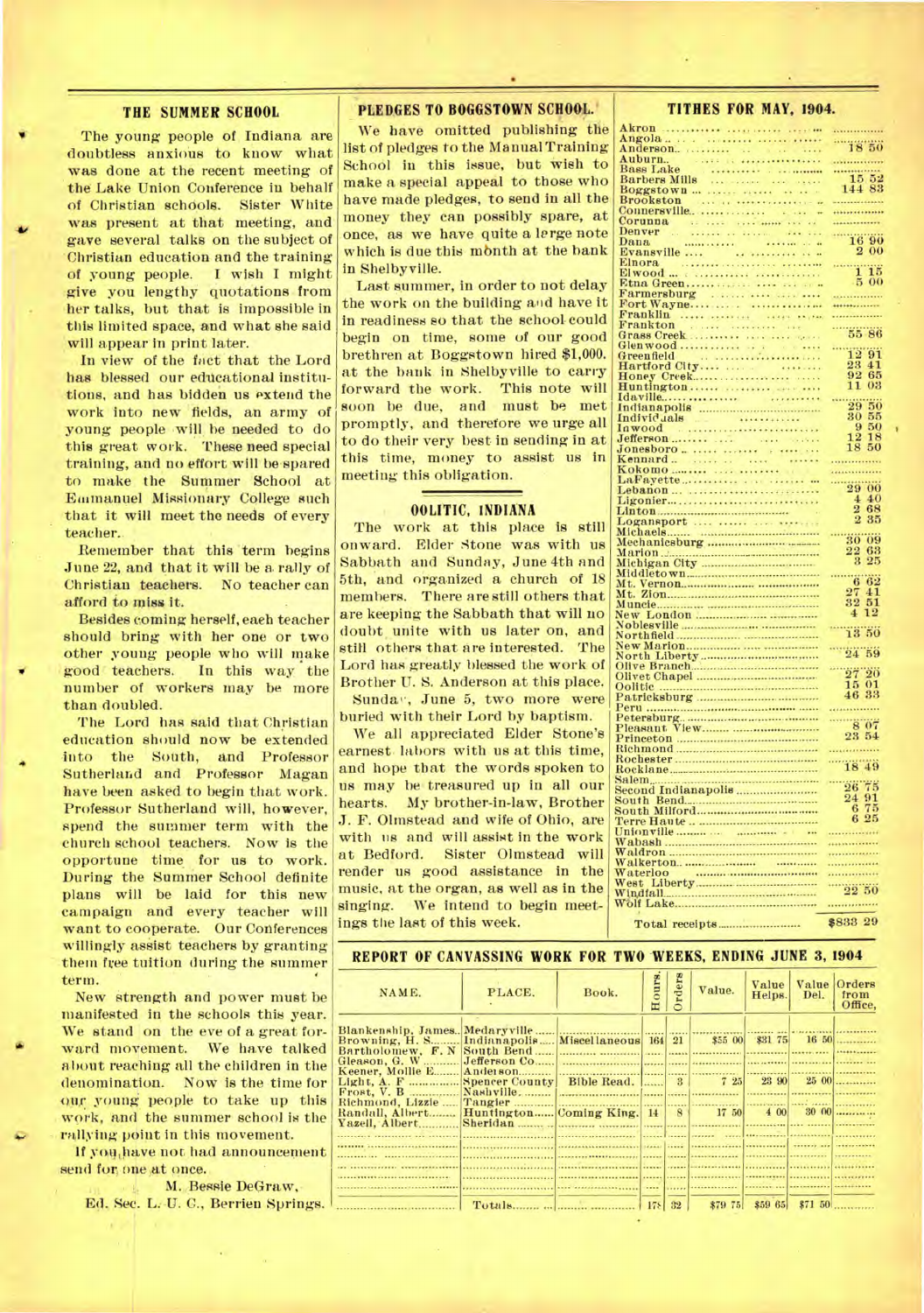## THE SUMMER SCHOOL

The young people of Indiana are doubtless anxious to know what was done at the recent meeting of the Lake Union Conference in behalf of Christian schools. Sister White was present at that meeting, and gave several talks on the subject of Christian education and the training of young people. I wish I might give you lengthy quotations from her talks, but that is impossible in this limited space, and what she said will appear in print later.

In view of the fact that the Lord has blessed our educational institutions, and has bidden us extend the work into new fields, an army of young people will be needed to do this great work. These need special training, and no effort will be spared to make the Summer School at Emmanuel Missionary College such that it will meet the needs of every teacher.

Remember that this term begins June 22, and that it will be a rally of Christian teachers. No teacher can afford to miss it.

Besides coming herself, each teacher should bring with her one or two other young people who will make good teachers. In this way the number of workers may be more than doubled.

The Lord has said that Christian education should now be extended into the South, and Professor Sutherland and Professor Magan have been asked to begin that work. Professor Sutherland will, however, spend the summer term with the church school teachers. Now is the opportune time for us to work. During the Summer School definite plans will be laid for this new campaign and every teacher will want to cooperate. Our Conferences willingly assist teachers by granting them free tuition during the summer term.

New strength and power must be manifested in the schools this year. We stand on the eve of a great forward movement. We have talked about reaching all the children in the denomination. Now is the time for our young people to take up this work, and the summer school is the rallying point in this movement.

If you have not had announcement send for one at once.

M. Bessie DeGraw,
Ed. Sec. L. U. C., Berrien Springs.

## PLEDGES TO BOGGSTOWN SCHOOL.

We have omitted publishing the list of pledges to the Manual Training School in this issue, but wish to make a special appeal to those who have made pledges, to send in all the money they can possibly spare, at once, as we have quite a large note which is due this month at the bank in Shelbyville.

Last summer, in order to not delay the work on the building and have it in readiness so that the school could begin on time, some of our good brethren at Boggstown hired $1,000. at the bank in Shelbyville to carry forward the work. This note will soon be due, and must be met promptly, and therefore we urge all to do their very best in sending in at this time, money to assist us in meeting this obligation.

## OOLITIC, INDIANA

The work at this place is still onward. Elder Stone was with us Sabbath and Sunday, June 4th and 5th, and organized a church of 18 members. There are still others that are keeping the Sabbath that will no doubt unite with us later on, and still others that are interested. The Lord has greatly blessed the work of Brother U. S. Anderson at this place.

Sunday, June 5, two more were buried with their Lord by baptism.

We all appreciated Elder Stone's earnest labors with us at this time, and hope that the words spoken to us may be treasured up in all our hearts. My brother-in-law, Brother J. F. Olmstead and wife of Ohio, are with us and will assist in the work at Bedford. Sister Olmstead will render us good assistance in the music, at the organ, as well as in the singing. We intend to begin meetings the last of this week.

## TITHES FOR MAY, 1904.

| Church | Amount |
|---|---|
| Akron | |
| Angola | |
| Anderson | 18 50 |
| Auburn | |
| Bass Lake | |
| Barbers Mills | 15 52 |
| Boggstown | 144 83 |
| Brookston | |
| Connersville | |
| Corunna | |
| Denver | |
| Dana | 16 90 |
| Evansville | 2 00 |
| Elnora | |
| Elwood | 1 15 |
| Etna Green | 5 00 |
| Farmersburg | |
| Fort Wayne | |
| Franklin | |
| Frankton | |
| Grass Creek | 55 86 |
| Glenwood | |
| Greenfield | 12 91 |
| Hartford City | 23 41 |
| Honey Creek | 92 65 |
| Huntington | 11 03 |
| Idaville | |
| Indianapolis | 29 50 |
| Individuals | 30 55 |
| Inwood | 9 50 |
| Jefferson | 12 18 |
| Jonesboro | 18 50 |
| Kennard | |
| Kokomo | |
| LaFayette | |
| Lebanon | 29 00 |
| Ligonier | 4 40 |
| Linton | 2 68 |
| Logansport | 2 35 |
| Michaels | |
| Mechanicsburg | 30 09 |
| Marion | 22 63 |
| Michigan City | 3 25 |
| Middletown | |
| Mt. Vernon | 6 62 |
| Mt. Zion | 27 41 |
| Muncie | 32 51 |
| New London | 4 12 |
| Noblesville | |
| Northfield | 13 50 |
| New Marion | |
| North Liberty | 24 59 |
| Olive Branch | |
| Olivet Chapel | 27 20 |
| Oolitic | 15 01 |
| Patricksburg | 46 33 |
| Peru | |
| Petersburg | |
| Pleasant View | 8 07 |
| Princeton | 23 54 |
| Richmond | |
| Rochester | |
| Rockiane | 18 49 |
| Salem | |
| Second Indianapolis | 26 75 |
| South Bend | 24 91 |
| South Milford | 6 75 |
| Terre Haute | 6 25 |
| Unionville | |
| Wabash | |
| Waldron | |
| Walkerton | |
| Waterloo | |
| West Liberty | |
| Windfall | 22 50 |
| Wolf Lake | |
| Total receipts | $833 29 |

## REPORT OF CANVASSING WORK FOR TWO WEEKS, ENDING JUNE 3, 1904

| NAME. | PLACE. | Book. | Hours. | Orders | Value. | Value Helps. | Value Del. | Orders from Office, |
|---|---|---|---|---|---|---|---|---|
| Blankenship, James | Medaryville | | | | | | | |
| Browning, H. S. | Indianapolis | Miscellaneous | 164 | 21 | $55 00 | $31 75 | 16 50 | |
| Bartholomew, F. N | South Bend | | | | | | | |
| Gleason, G. W | Jefferson Co | | | | | | | |
| Keener, Mollie E | Anderson | | | | | | | |
| Light, A. F | Spencer County | Bible Read. | | 3 | 7 25 | 23 90 | 25 00 | |
| Frost, V. B | Nashville | | | | | | | |
| Richmond, Lizzie | Tangier | | | | | | | |
| Randall, Albert | Huntington | Coming King. | 14 | 8 | 17 50 | 4 00 | 30 00 | |
| Yazell, Albert | Sheridan | | | | | | | |
| | Totals | | 178 | 32 | $79 75 | $59 65 | $71 50 | |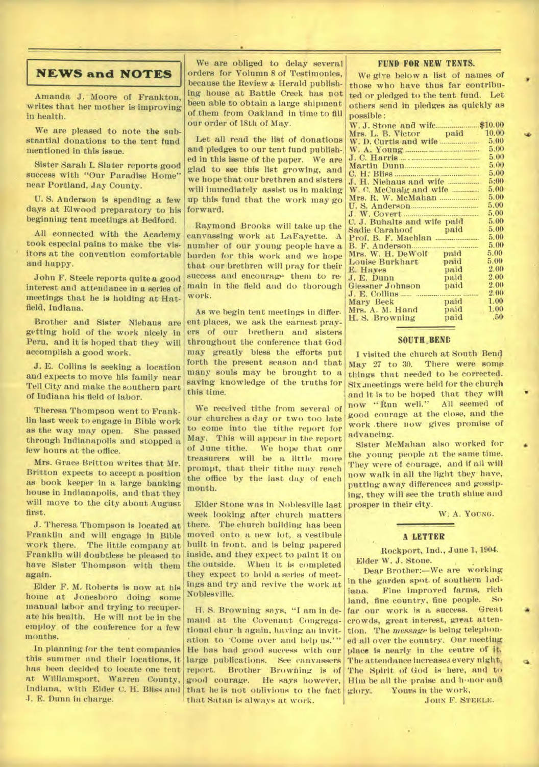## NEWS and NOTES

Amanda J. Moore of Frankton, writes that her mother is improving in health.

We are pleased to note the substantial donations to the tent fund mentioned in this issue.

Sister Sarah I. Slater reports good success with "Our Paradise Home" near Portland, Jay County.

U. S. Anderson is spending a few days at Elwood preparatory to his beginning tent meetings at Bedford.

All connected with the Academy took especial pains to make the visitors at the convention comfortable and happy.

John F. Steele reports quite a good interest and attendance in a series of meetings that he is holding at Hatfield, Indiana.

Brother and Sister Niehaus are getting hold of the work nicely in Peru, and it is hoped that they will accomplish a good work.

J. E. Collins is seeking a location and expects to move his family near Tell City and make the southern part of Indiana his field of labor.

Theresa Thompson went to Franklin last week to engage in Bible work as the way may open. She passed through Indianapolis and stopped a few hours at the office.

Mrs. Grace Britton writes that Mr. Britton expects to accept a position as book keeper in a large banking house in Indianapolis, and that they will move to the city about August first.

J. Theresa Thompson is located at Franklin and will engage in Bible work there. The little company at Franklin will doubtless be pleased to have Sister Thompson with them again.

Elder F. M. Roberts is now at his home at Jonesboro doing some manual labor and trying to recuperate his health. He will not be in the employ of the conference for a few months.

In planning for the tent companies this summer and their locations, it has been decided to locate one tent at Williamsport, Warren County, Indiana, with Elder C. H. Bliss and J. E. Dunn in charge.

We are obliged to delay several orders for Volumn 8 of Testimonies, because the Review & Herald publishing house at Battle Creek has not been able to obtain a large shipment of them from Oakland in time to fill our order of 18th of May.

Let all read the list of donations and pledges to our tent fund published in this issue of the paper. We are glad to see this list growing, and we hope that our brethren and sisters will immediately assist us in making up this fund that the work may go forward.

Raymond Brooks will take up the canvassing work at LaFayette. A number of our young people have a burden for this work and we hope that our brethren will pray for their success and encourage them to remain in the field and do thorough work.

As we begin tent meetings in different places, we ask the earnest prayers of our brethren and sisters throughout the conference that God may greatly bless the efforts put forth the present season and that many souls may be brought to a saving knowledge of the truths for this time.

We received tithe from several of our churches a day or two too late to come into the tithe report for May. This will appear in the report of June tithe. We hope that our treasurers will be a little more prompt, that their tithe may reach the office by the last day of each month.

Elder Stone was in Noblesville last week looking after church matters there. The church building has been moved onto a new lot, a vestibule built in front, and is being papered inside, and they expect to paint it on the outside. When it is completed they expect to hold a series of meetings and try and revive the work at Noblesville.

H. S. Browning says, "I am in demand at the Covenant Congregational church again, having an invitation to 'Come over and help us.'" He has had good success with our large publications. See canvassers report. Brother Browning is of good courage. He says however, that he is not oblivious to the fact that Satan is always at work.

### FUND FOR NEW TENTS.

We give below a list of names of those who have thus far contributed or pledged to the tent fund. Let others send in pledges as quickly as possible:

| | | |
|---|---|---|
| W. J. Stone and wife | | $10.00 |
| Mrs. L. B. Victor | paid | 10.00 |
| W. D. Curtis and wife | | 5.00 |
| W. A. Young | | 5.00 |
| J. C. Harris | | 5.00 |
| Martin Dunn | | 5.00 |
| C. H. Bliss | | 5.00 |
| J. H. Niehaus and wife | | 5.00 |
| W. C. McCuaig and wife | | 5.00 |
| Mrs. R. W. McMahan | | 5.00 |
| U. S. Anderson | | 5.00 |
| J. W. Covert | | 5.00 |
| C. J. Buhalts and wife | paid | 5.00 |
| Sadie Carahoof | paid | 5.00 |
| Prof. B. F. Machlan | | 5.00 |
| B. F. Anderson | | 5.00 |
| Mrs. W. H. DeWolf | paid | 5.00 |
| Louise Burkhart | paid | 5.00 |
| E. Hayes | paid | 2.00 |
| J. E. Dunn | paid | 2.00 |
| Glessner Johnson | paid | 2.00 |
| J. E. Collins | | 2.00 |
| Mary Beck | paid | 1.00 |
| Mrs. A. M. Hand | paid | 1.00 |
| H. S. Browning | paid | .50 |

### SOUTH BEND

I visited the church at South Bend May 27 to 30. There were some things that needed to be corrected. Six meetings were held for the church and it is to be hoped that they will now "Run well." All seemed of good courage at the close, and the work there now gives promise of advancing.

Sister McMahan also worked for the young people at the same time. They were of courage, and if all will now walk in all the light they have, putting away differences and gossiping, they will see the truth shine and prosper in their city.

W. A. YOUNG.

### A LETTER

Rockport, Ind., June 1, 1904.

Elder W. J. Stone.

Dear Brother:—We are working in the garden spot of southern Indiana. Fine improved farms, rich land, fine country, fine people. So far our work is a success. Great crowds, great interest, great attention. The *message* is being telephoned all over the country. Our meeting place is nearly in the centre of it. The attendance increases every night. The Spirit of God is here, and to Him be all the praise and honor and glory. Yours in the work,

JOHN F. STEELE.